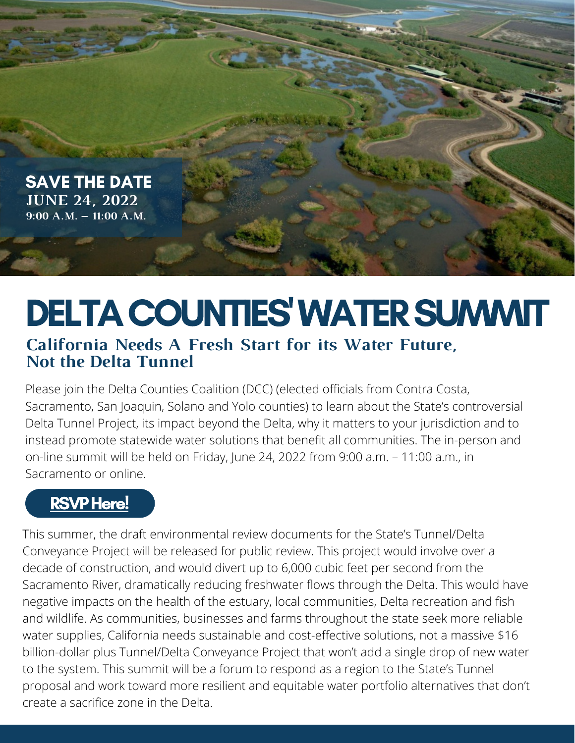**SAVE THE DATE**
JUNE 24, 2022
9:00 A.M. – 11:00 A.M.

# DELTA COUNTIES' WATER SUMMIT

## California Needs A Fresh Start for its Water Future, Not the Delta Tunnel

Please join the Delta Counties Coalition (DCC) (elected officials from Contra Costa, Sacramento, San Joaquin, Solano and Yolo counties) to learn about the State's controversial Delta Tunnel Project, its impact beyond the Delta, why it matters to your jurisdiction and to instead promote statewide water solutions that benefit all communities. The in-person and on-line summit will be held on Friday, June 24, 2022 from 9:00 a.m. – 11:00 a.m., in Sacramento or online.

**RSVP Here!**

This summer, the draft environmental review documents for the State's Tunnel/Delta Conveyance Project will be released for public review. This project would involve over a decade of construction, and would divert up to 6,000 cubic feet per second from the Sacramento River, dramatically reducing freshwater flows through the Delta. This would have negative impacts on the health of the estuary, local communities, Delta recreation and fish and wildlife. As communities, businesses and farms throughout the state seek more reliable water supplies, California needs sustainable and cost-effective solutions, not a massive $16 billion-dollar plus Tunnel/Delta Conveyance Project that won't add a single drop of new water to the system. This summit will be a forum to respond as a region to the State's Tunnel proposal and work toward more resilient and equitable water portfolio alternatives that don't create a sacrifice zone in the Delta.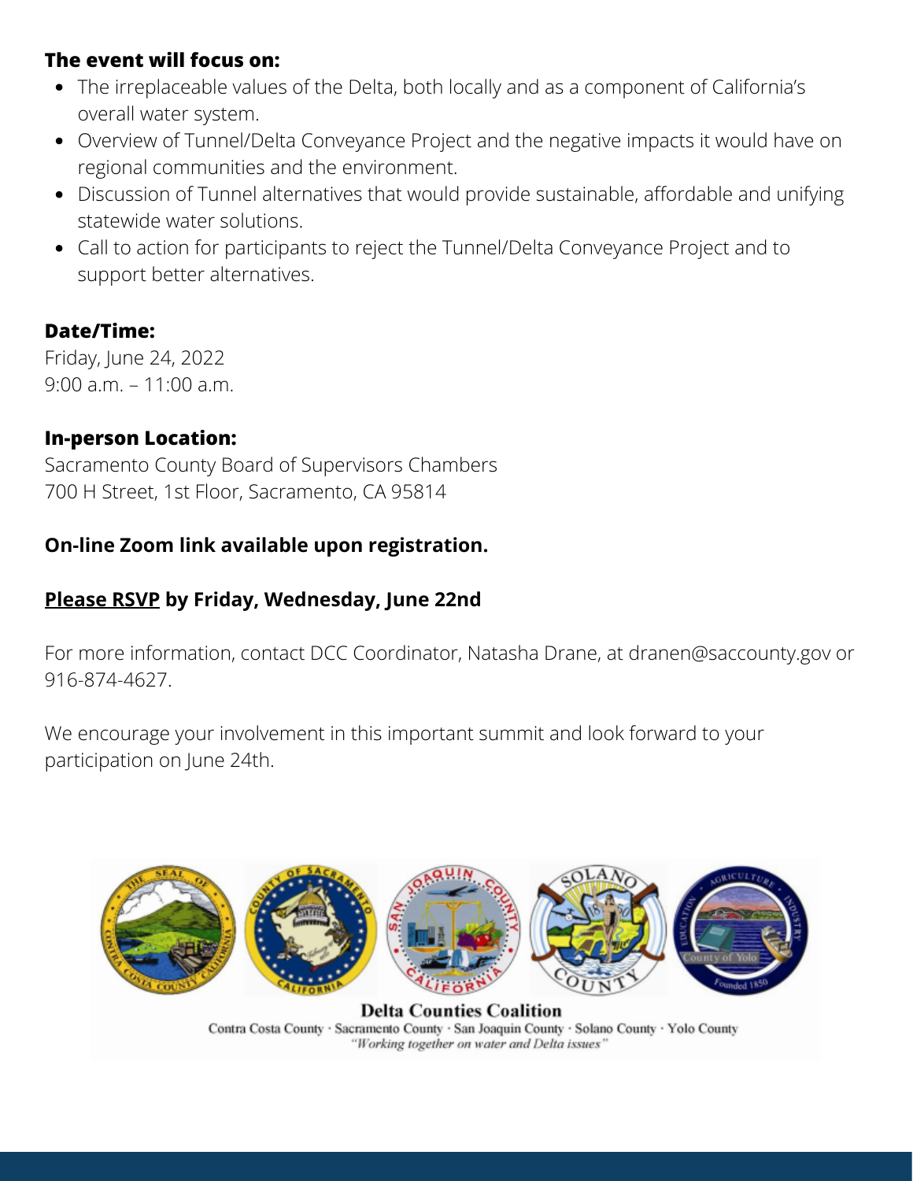**The event will focus on:**

- The irreplaceable values of the Delta, both locally and as a component of California's overall water system.
- Overview of Tunnel/Delta Conveyance Project and the negative impacts it would have on regional communities and the environment.
- Discussion of Tunnel alternatives that would provide sustainable, affordable and unifying statewide water solutions.
- Call to action for participants to reject the Tunnel/Delta Conveyance Project and to support better alternatives.

**Date/Time:**
Friday, June 24, 2022
9:00 a.m. – 11:00 a.m.

**In-person Location:**
Sacramento County Board of Supervisors Chambers
700 H Street, 1st Floor, Sacramento, CA 95814

**On-line Zoom link available upon registration.**

**Please RSVP by Friday, Wednesday, June 22nd**

For more information, contact DCC Coordinator, Natasha Drane, at dranen@saccounty.gov or 916-874-4627.

We encourage your involvement in this important summit and look forward to your participation on June 24th.

**Delta Counties Coalition**
Contra Costa County · Sacramento County · San Joaquin County · Solano County · Yolo County
*"Working together on water and Delta issues"*